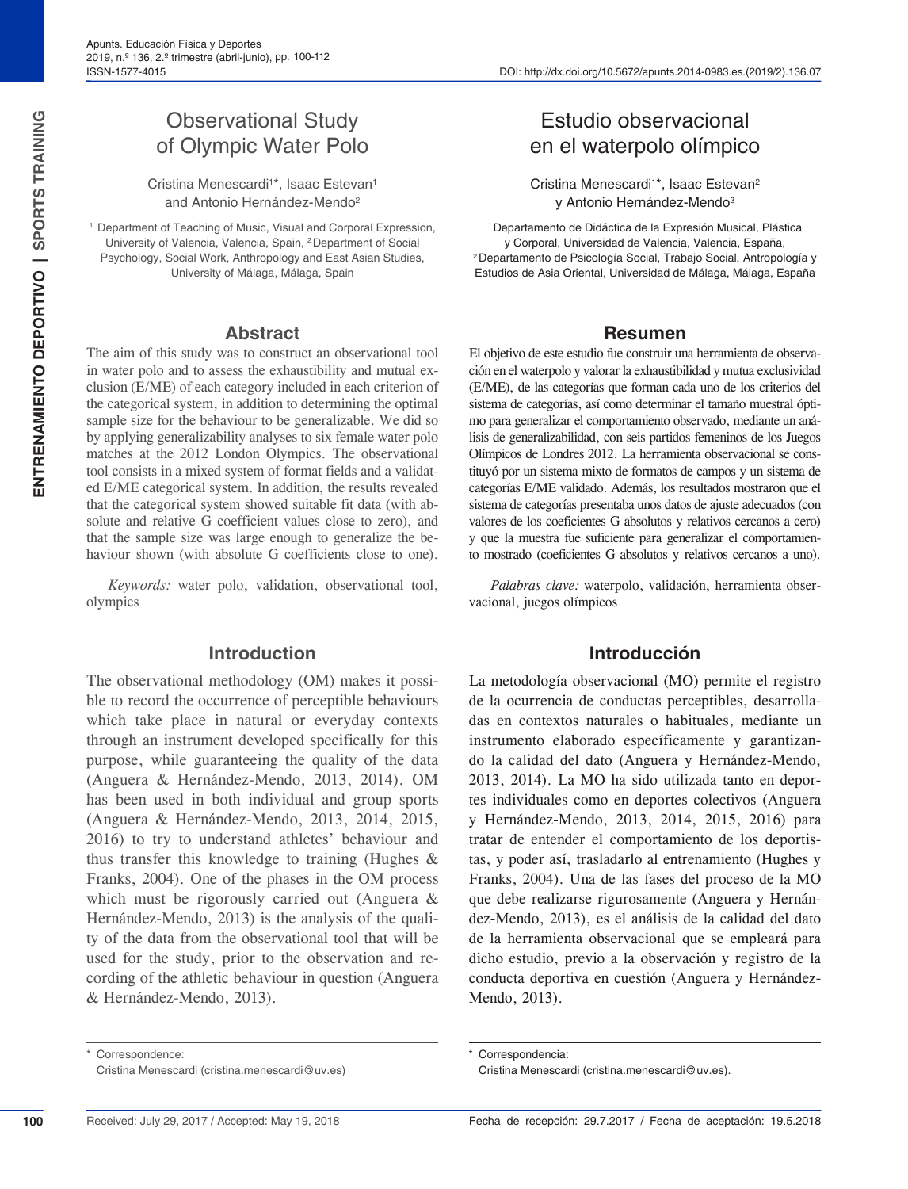# Observational Study of Olympic Water Polo

Cristina Menescardi[1]*, Isaac Estevan[1] and Antonio Hernández-Mendo[2]

[1] Department of Teaching of Music, Visual and Corporal Expression, University of Valencia, Valencia, Spain, [2] Department of Social Psychology, Social Work, Anthropology and East Asian Studies, University of Málaga, Málaga, Spain

## Abstract

The aim of this study was to construct an observational tool in water polo and to assess the exhaustibility and mutual exclusion (E/ME) of each category included in each criterion of the categorical system, in addition to determining the optimal sample size for the behaviour to be generalizable. We did so by applying generalizability analyses to six female water polo matches at the 2012 London Olympics. The observational tool consists in a mixed system of format fields and a validated E/ME categorical system. In addition, the results revealed that the categorical system showed suitable fit data (with absolute and relative G coefficient values close to zero), and that the sample size was large enough to generalize the behaviour shown (with absolute G coefficients close to one).

*Keywords:* water polo, validation, observational tool, olympics

## Introduction

The observational methodology (OM) makes it possible to record the occurrence of perceptible behaviours which take place in natural or everyday contexts through an instrument developed specifically for this purpose, while guaranteeing the quality of the data (Anguera & Hernández-Mendo, 2013, 2014). OM has been used in both individual and group sports (Anguera & Hernández-Mendo, 2013, 2014, 2015, 2016) to try to understand athletes' behaviour and thus transfer this knowledge to training (Hughes & Franks, 2004). One of the phases in the OM process which must be rigorously carried out (Anguera & Hernández-Mendo, 2013) is the analysis of the quality of the data from the observational tool that will be used for the study, prior to the observation and recording of the athletic behaviour in question (Anguera & Hernández-Mendo, 2013).

\* Correspondence:
Cristina Menescardi (cristina.menescardi@uv.es)

# Estudio observacional en el waterpolo olímpico

Cristina Menescardi[1]*, Isaac Estevan[2] y Antonio Hernández-Mendo[3]

[1] Departamento de Didáctica de la Expresión Musical, Plástica y Corporal, Universidad de Valencia, Valencia, España, [2] Departamento de Psicología Social, Trabajo Social, Antropología y Estudios de Asia Oriental, Universidad de Málaga, Málaga, España

## Resumen

El objetivo de este estudio fue construir una herramienta de observación en el waterpolo y valorar la exhaustibilidad y mutua exclusividad (E/ME), de las categorías que forman cada uno de los criterios del sistema de categorías, así como determinar el tamaño muestral óptimo para generalizar el comportamiento observado, mediante un análisis de generalizabilidad, con seis partidos femeninos de los Juegos Olímpicos de Londres 2012. La herramienta observacional se constituyó por un sistema mixto de formatos de campos y un sistema de categorías E/ME validado. Además, los resultados mostraron que el sistema de categorías presentaba unos datos de ajuste adecuados (con valores de los coeficientes G absolutos y relativos cercanos a cero) y que la muestra fue suficiente para generalizar el comportamiento mostrado (coeficientes G absolutos y relativos cercanos a uno).

*Palabras clave:* waterpolo, validación, herramienta observacional, juegos olímpicos

## Introducción

La metodología observacional (MO) permite el registro de la ocurrencia de conductas perceptibles, desarrolladas en contextos naturales o habituales, mediante un instrumento elaborado específicamente y garantizando la calidad del dato (Anguera y Hernández-Mendo, 2013, 2014). La MO ha sido utilizada tanto en deportes individuales como en deportes colectivos (Anguera y Hernández-Mendo, 2013, 2014, 2015, 2016) para tratar de entender el comportamiento de los deportistas, y poder así, trasladarlo al entrenamiento (Hughes y Franks, 2004). Una de las fases del proceso de la MO que debe realizarse rigurosamente (Anguera y Hernández-Mendo, 2013), es el análisis de la calidad del dato de la herramienta observacional que se empleará para dicho estudio, previo a la observación y registro de la conducta deportiva en cuestión (Anguera y Hernández-Mendo, 2013).

\* Correspondencia:
Cristina Menescardi (cristina.menescardi@uv.es).

Received: July 29, 2017 / Accepted: May 19, 2018

Fecha de recepción: 29.7.2017 / Fecha de aceptación: 19.5.2018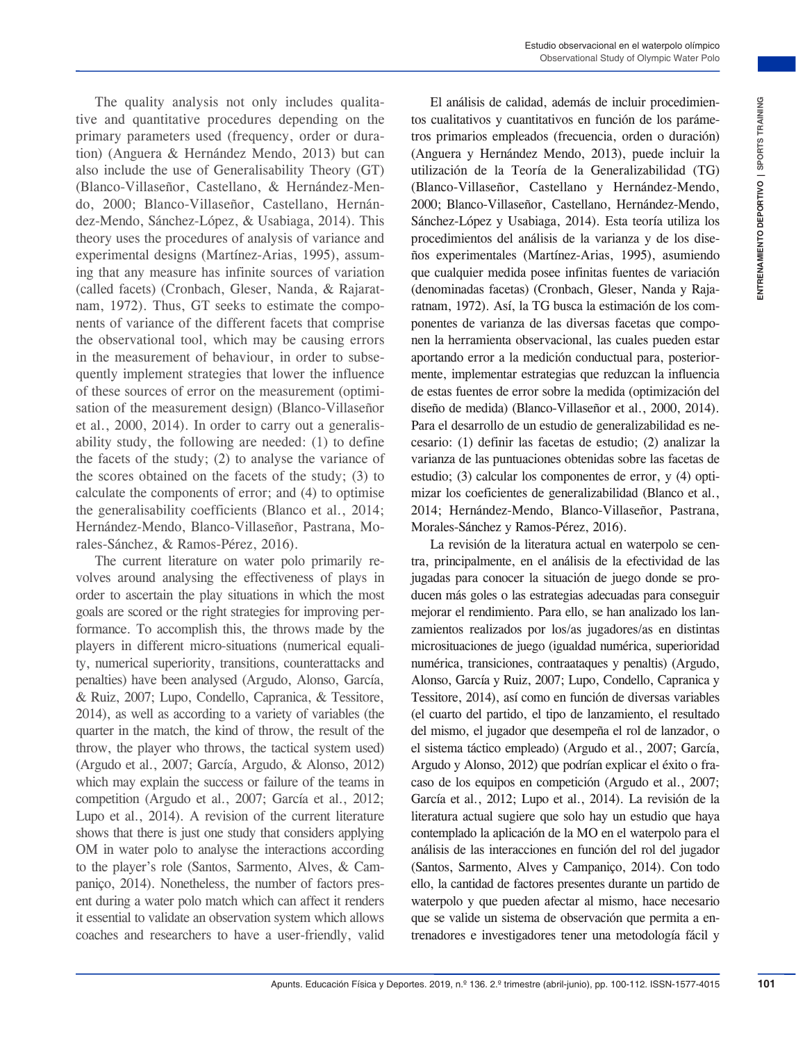The quality analysis not only includes qualitative and quantitative procedures depending on the primary parameters used (frequency, order or duration) (Anguera & Hernández Mendo, 2013) but can also include the use of Generalisability Theory (GT) (Blanco-Villaseñor, Castellano, & Hernández-Mendo, 2000; Blanco-Villaseñor, Castellano, Hernández-Mendo, Sánchez-López, & Usabiaga, 2014). This theory uses the procedures of analysis of variance and experimental designs (Martínez-Arias, 1995), assuming that any measure has infinite sources of variation (called facets) (Cronbach, Gleser, Nanda, & Rajaratnam, 1972). Thus, GT seeks to estimate the components of variance of the different facets that comprise the observational tool, which may be causing errors in the measurement of behaviour, in order to subsequently implement strategies that lower the influence of these sources of error on the measurement (optimisation of the measurement design) (Blanco-Villaseñor et al., 2000, 2014). In order to carry out a generalisability study, the following are needed: (1) to define the facets of the study; (2) to analyse the variance of the scores obtained on the facets of the study; (3) to calculate the components of error; and (4) to optimise the generalisability coefficients (Blanco et al., 2014; Hernández-Mendo, Blanco-Villaseñor, Pastrana, Morales-Sánchez, & Ramos-Pérez, 2016).

The current literature on water polo primarily revolves around analysing the effectiveness of plays in order to ascertain the play situations in which the most goals are scored or the right strategies for improving performance. To accomplish this, the throws made by the players in different micro-situations (numerical equality, numerical superiority, transitions, counterattacks and penalties) have been analysed (Argudo, Alonso, García, & Ruiz, 2007; Lupo, Condello, Capranica, & Tessitore, 2014), as well as according to a variety of variables (the quarter in the match, the kind of throw, the result of the throw, the player who throws, the tactical system used) (Argudo et al., 2007; García, Argudo, & Alonso, 2012) which may explain the success or failure of the teams in competition (Argudo et al., 2007; García et al., 2012; Lupo et al., 2014). A revision of the current literature shows that there is just one study that considers applying OM in water polo to analyse the interactions according to the player's role (Santos, Sarmento, Alves, & Campaniço, 2014). Nonetheless, the number of factors present during a water polo match which can affect it renders it essential to validate an observation system which allows coaches and researchers to have a user-friendly, valid

El análisis de calidad, además de incluir procedimientos cualitativos y cuantitativos en función de los parámetros primarios empleados (frecuencia, orden o duración) (Anguera y Hernández Mendo, 2013), puede incluir la utilización de la Teoría de la Generalizabilidad (TG) (Blanco-Villaseñor, Castellano y Hernández-Mendo, 2000; Blanco-Villaseñor, Castellano, Hernández-Mendo, Sánchez-López y Usabiaga, 2014). Esta teoría utiliza los procedimientos del análisis de la varianza y de los diseños experimentales (Martínez-Arias, 1995), asumiendo que cualquier medida posee infinitas fuentes de variación (denominadas facetas) (Cronbach, Gleser, Nanda y Rajaratnam, 1972). Así, la TG busca la estimación de los componentes de varianza de las diversas facetas que componen la herramienta observacional, las cuales pueden estar aportando error a la medición conductual para, posteriormente, implementar estrategias que reduzcan la influencia de estas fuentes de error sobre la medida (optimización del diseño de medida) (Blanco-Villaseñor et al., 2000, 2014). Para el desarrollo de un estudio de generalizabilidad es necesario: (1) definir las facetas de estudio; (2) analizar la varianza de las puntuaciones obtenidas sobre las facetas de estudio; (3) calcular los componentes de error, y (4) optimizar los coeficientes de generalizabilidad (Blanco et al., 2014; Hernández-Mendo, Blanco-Villaseñor, Pastrana, Morales-Sánchez y Ramos-Pérez, 2016).

La revisión de la literatura actual en waterpolo se centra, principalmente, en el análisis de la efectividad de las jugadas para conocer la situación de juego donde se producen más goles o las estrategias adecuadas para conseguir mejorar el rendimiento. Para ello, se han analizado los lanzamientos realizados por los/as jugadores/as en distintas microsituaciones de juego (igualdad numérica, superioridad numérica, transiciones, contraataques y penaltis) (Argudo, Alonso, García y Ruiz, 2007; Lupo, Condello, Capranica y Tessitore, 2014), así como en función de diversas variables (el cuarto del partido, el tipo de lanzamiento, el resultado del mismo, el jugador que desempeña el rol de lanzador, o el sistema táctico empleado) (Argudo et al., 2007; García, Argudo y Alonso, 2012) que podrían explicar el éxito o fracaso de los equipos en competición (Argudo et al., 2007; García et al., 2012; Lupo et al., 2014). La revisión de la literatura actual sugiere que solo hay un estudio que haya contemplado la aplicación de la MO en el waterpolo para el análisis de las interacciones en función del rol del jugador (Santos, Sarmento, Alves y Campaniço, 2014). Con todo ello, la cantidad de factores presentes durante un partido de waterpolo y que pueden afectar al mismo, hace necesario que se valide un sistema de observación que permita a entrenadores e investigadores tener una metodología fácil y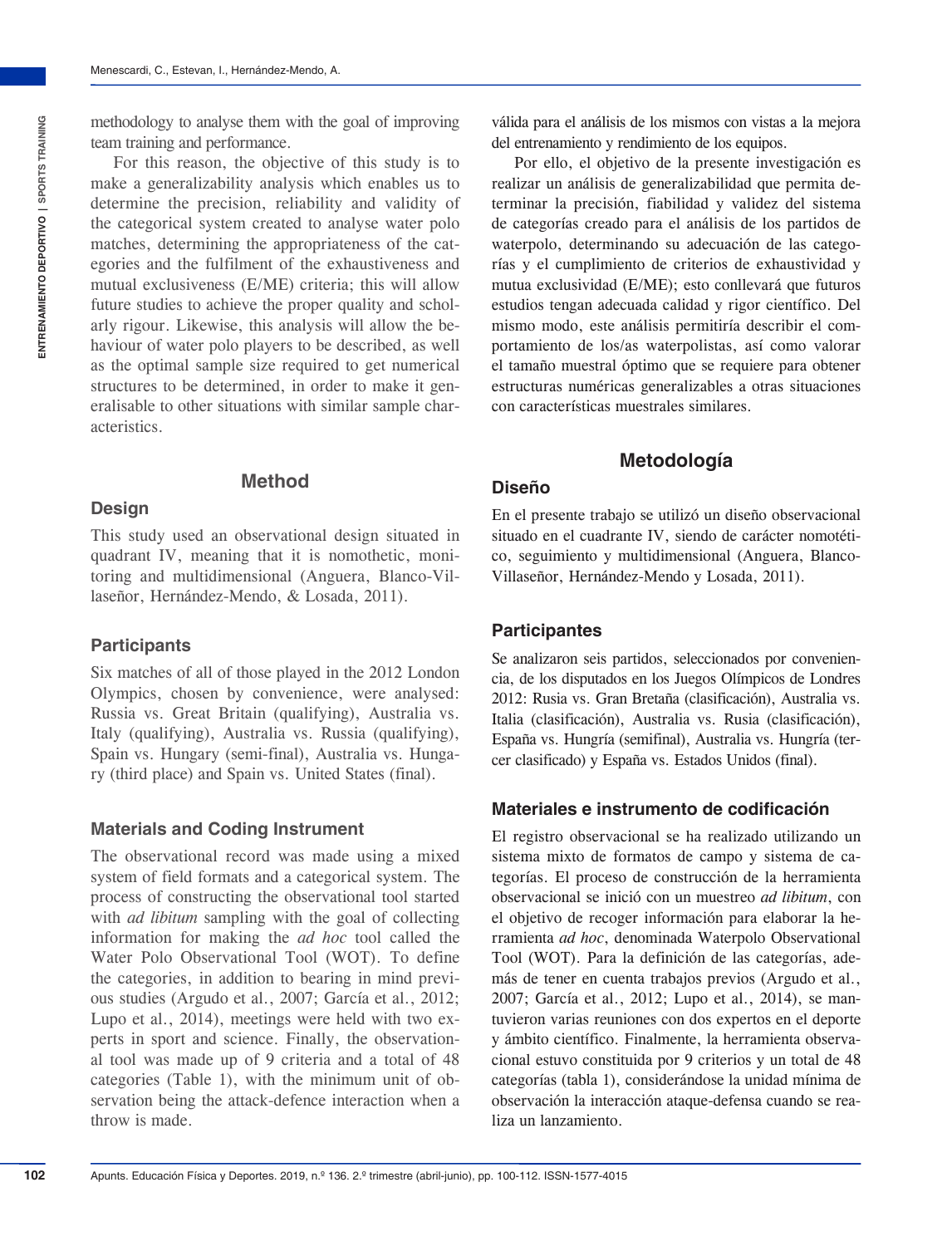methodology to analyse them with the goal of improving team training and performance.

For this reason, the objective of this study is to make a generalizability analysis which enables us to determine the precision, reliability and validity of the categorical system created to analyse water polo matches, determining the appropriateness of the categories and the fulfilment of the exhaustiveness and mutual exclusiveness (E/ME) criteria; this will allow future studies to achieve the proper quality and scholarly rigour. Likewise, this analysis will allow the behaviour of water polo players to be described, as well as the optimal sample size required to get numerical structures to be determined, in order to make it generalisable to other situations with similar sample characteristics.

## Method

### Design

This study used an observational design situated in quadrant IV, meaning that it is nomothetic, monitoring and multidimensional (Anguera, Blanco-Villaseñor, Hernández-Mendo, & Losada, 2011).

### Participants

Six matches of all of those played in the 2012 London Olympics, chosen by convenience, were analysed: Russia vs. Great Britain (qualifying), Australia vs. Italy (qualifying), Australia vs. Russia (qualifying), Spain vs. Hungary (semi-final), Australia vs. Hungary (third place) and Spain vs. United States (final).

### Materials and Coding Instrument

The observational record was made using a mixed system of field formats and a categorical system. The process of constructing the observational tool started with *ad libitum* sampling with the goal of collecting information for making the *ad hoc* tool called the Water Polo Observational Tool (WOT). To define the categories, in addition to bearing in mind previous studies (Argudo et al., 2007; García et al., 2012; Lupo et al., 2014), meetings were held with two experts in sport and science. Finally, the observational tool was made up of 9 criteria and a total of 48 categories (Table 1), with the minimum unit of observation being the attack-defence interaction when a throw is made.

válida para el análisis de los mismos con vistas a la mejora del entrenamiento y rendimiento de los equipos.

Por ello, el objetivo de la presente investigación es realizar un análisis de generalizabilidad que permita determinar la precisión, fiabilidad y validez del sistema de categorías creado para el análisis de los partidos de waterpolo, determinando su adecuación de las categorías y el cumplimiento de criterios de exhaustividad y mutua exclusividad (E/ME); esto conllevará que futuros estudios tengan adecuada calidad y rigor científico. Del mismo modo, este análisis permitiría describir el comportamiento de los/as waterpolistas, así como valorar el tamaño muestral óptimo que se requiere para obtener estructuras numéricas generalizables a otras situaciones con características muestrales similares.

## Metodología

### Diseño

En el presente trabajo se utilizó un diseño observacional situado en el cuadrante IV, siendo de carácter nomotético, seguimiento y multidimensional (Anguera, Blanco-Villaseñor, Hernández-Mendo y Losada, 2011).

### Participantes

Se analizaron seis partidos, seleccionados por conveniencia, de los disputados en los Juegos Olímpicos de Londres 2012: Rusia vs. Gran Bretaña (clasificación), Australia vs. Italia (clasificación), Australia vs. Rusia (clasificación), España vs. Hungría (semifinal), Australia vs. Hungría (tercer clasificado) y España vs. Estados Unidos (final).

### Materiales e instrumento de codificación

El registro observacional se ha realizado utilizando un sistema mixto de formatos de campo y sistema de categorías. El proceso de construcción de la herramienta observacional se inició con un muestreo *ad libitum*, con el objetivo de recoger información para elaborar la herramienta *ad hoc*, denominada Waterpolo Observational Tool (WOT). Para la definición de las categorías, además de tener en cuenta trabajos previos (Argudo et al., 2007; García et al., 2012; Lupo et al., 2014), se mantuvieron varias reuniones con dos expertos en el deporte y ámbito científico. Finalmente, la herramienta observacional estuvo constituida por 9 criterios y un total de 48 categorías (tabla 1), considerándose la unidad mínima de observación la interacción ataque-defensa cuando se realiza un lanzamiento.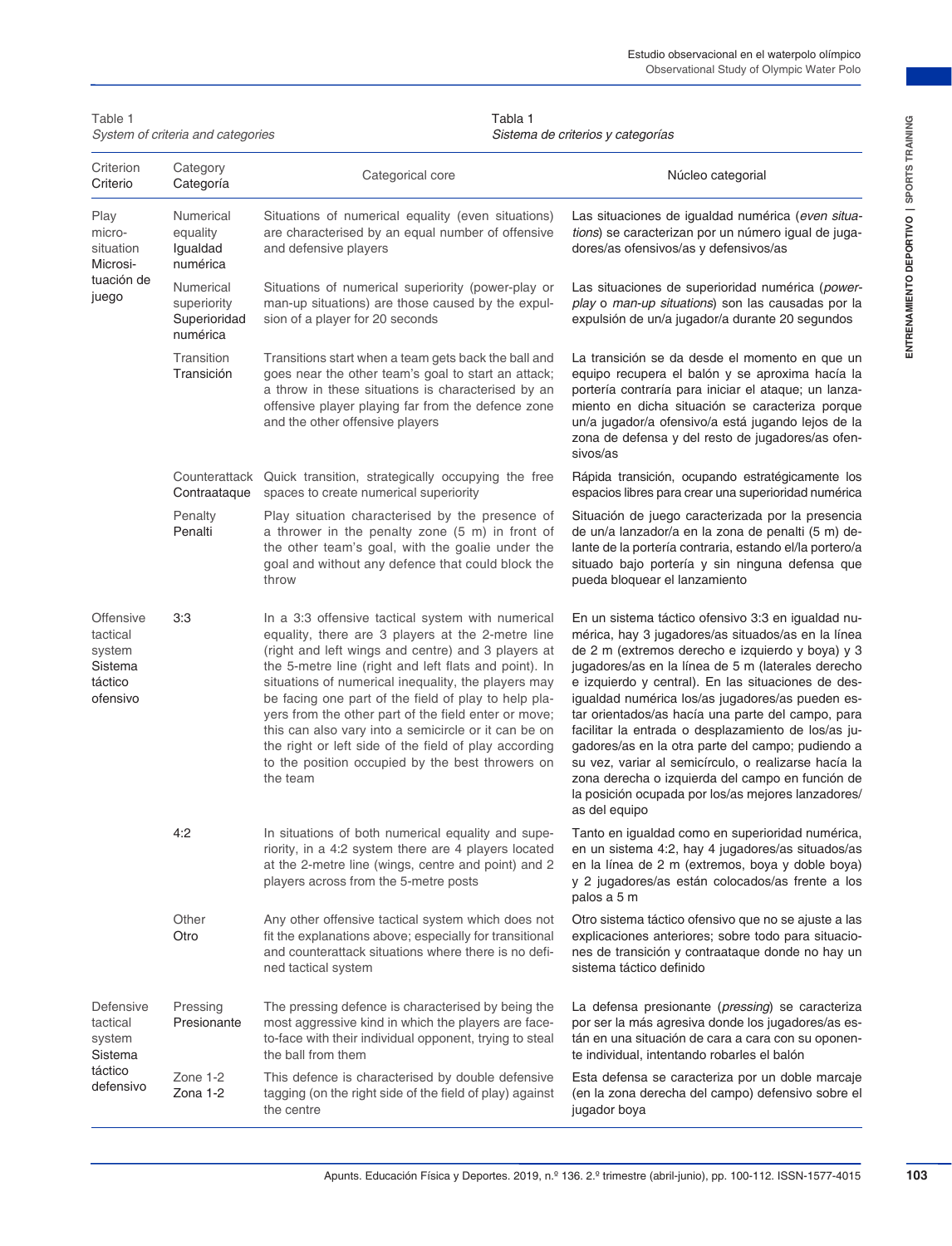Table 1
*System of criteria and categories*

Tabla 1
*Sistema de criterios y categorías*

| Criterion Criterio | Category Categoría | Categorical core | Núcleo categorial |
|---|---|---|---|
| Play micro-situation Microsituación de juego | Numerical equality Igualdad numérica | Situations of numerical equality (even situations) are characterised by an equal number of offensive and defensive players | Las situaciones de igualdad numérica (*even situations*) se caracterizan por un número igual de jugadores/as ofensivos/as y defensivos/as |
| | Numerical superiority Superioridad numérica | Situations of numerical superiority (power-play or man-up situations) are those caused by the expulsion of a player for 20 seconds | Las situaciones de superioridad numérica (*power-play* o *man-up situations*) son las causadas por la expulsión de un/a jugador/a durante 20 segundos |
| | Transition Transición | Transitions start when a team gets back the ball and goes near the other team's goal to start an attack; a throw in these situations is characterised by an offensive player playing far from the defence zone and the other offensive players | La transición se da desde el momento en que un equipo recupera el balón y se aproxima hacía la portería contraría para iniciar el ataque; un lanzamiento en dicha situación se caracteriza porque un/a jugador/a ofensivo/a está jugando lejos de la zona de defensa y del resto de jugadores/as ofensivos/as |
| | Counterattack Contraataque | Quick transition, strategically occupying the free spaces to create numerical superiority | Rápida transición, ocupando estratégicamente los espacios libres para crear una superioridad numérica |
| | Penalty Penalti | Play situation characterised by the presence of a thrower in the penalty zone (5 m) in front of the other team's goal, with the goalie under the goal and without any defence that could block the throw | Situación de juego caracterizada por la presencia de un/a lanzador/a en la zona de penalti (5 m) delante de la portería contraria, estando el/la portero/a situado bajo portería y sin ninguna defensa que pueda bloquear el lanzamiento |
| Offensive tactical system Sistema táctico ofensivo | 3:3 | In a 3:3 offensive tactical system with numerical equality, there are 3 players at the 2-metre line (right and left wings and centre) and 3 players at the 5-metre line (right and left flats and point). In situations of numerical inequality, the players may be facing one part of the field of play to help players from the other part of the field enter or move; this can also vary into a semicircle or it can be on the right or left side of the field of play according to the position occupied by the best throwers on the team | En un sistema táctico ofensivo 3:3 en igualdad numérica, hay 3 jugadores/as situados/as en la línea de 2 m (extremos derecho e izquierdo y boya) y 3 jugadores/as en la línea de 5 m (laterales derecho e izquierdo y central). En las situaciones de desigualdad numérica los/as jugadores/as pueden estar orientados/as hacía una parte del campo, para facilitar la entrada o desplazamiento de los/as jugadores/as en la otra parte del campo; pudiendo a su vez, variar al semicírculo, o realizarse hacía la zona derecha o izquierda del campo en función de la posición ocupada por los/as mejores lanzadores/as del equipo |
| | 4:2 | In situations of both numerical equality and superiority, in a 4:2 system there are 4 players located at the 2-metre line (wings, centre and point) and 2 players across from the 5-metre posts | Tanto en igualdad como en superioridad numérica, en un sistema 4:2, hay 4 jugadores/as situados/as en la línea de 2 m (extremos, boya y doble boya) y 2 jugadores/as están colocados/as frente a los palos a 5 m |
| | Other Otro | Any other offensive tactical system which does not fit the explanations above; especially for transitional and counterattack situations where there is no defined tactical system | Otro sistema táctico ofensivo que no se ajuste a las explicaciones anteriores; sobre todo para situaciones de transición y contraataque donde no hay un sistema táctico definido |
| Defensive tactical system Sistema táctico defensivo | Pressing Presionante | The pressing defence is characterised by being the most aggressive kind in which the players are face-to-face with their individual opponent, trying to steal the ball from them | La defensa presionante (*pressing*) se caracteriza por ser la más agresiva donde los jugadores/as están en una situación de cara a cara con su oponente individual, intentando robarles el balón |
| | Zone 1-2 Zona 1-2 | This defence is characterised by double defensive tagging (on the right side of the field of play) against the centre | Esta defensa se caracteriza por un doble marcaje (en la zona derecha del campo) defensivo sobre el jugador boya |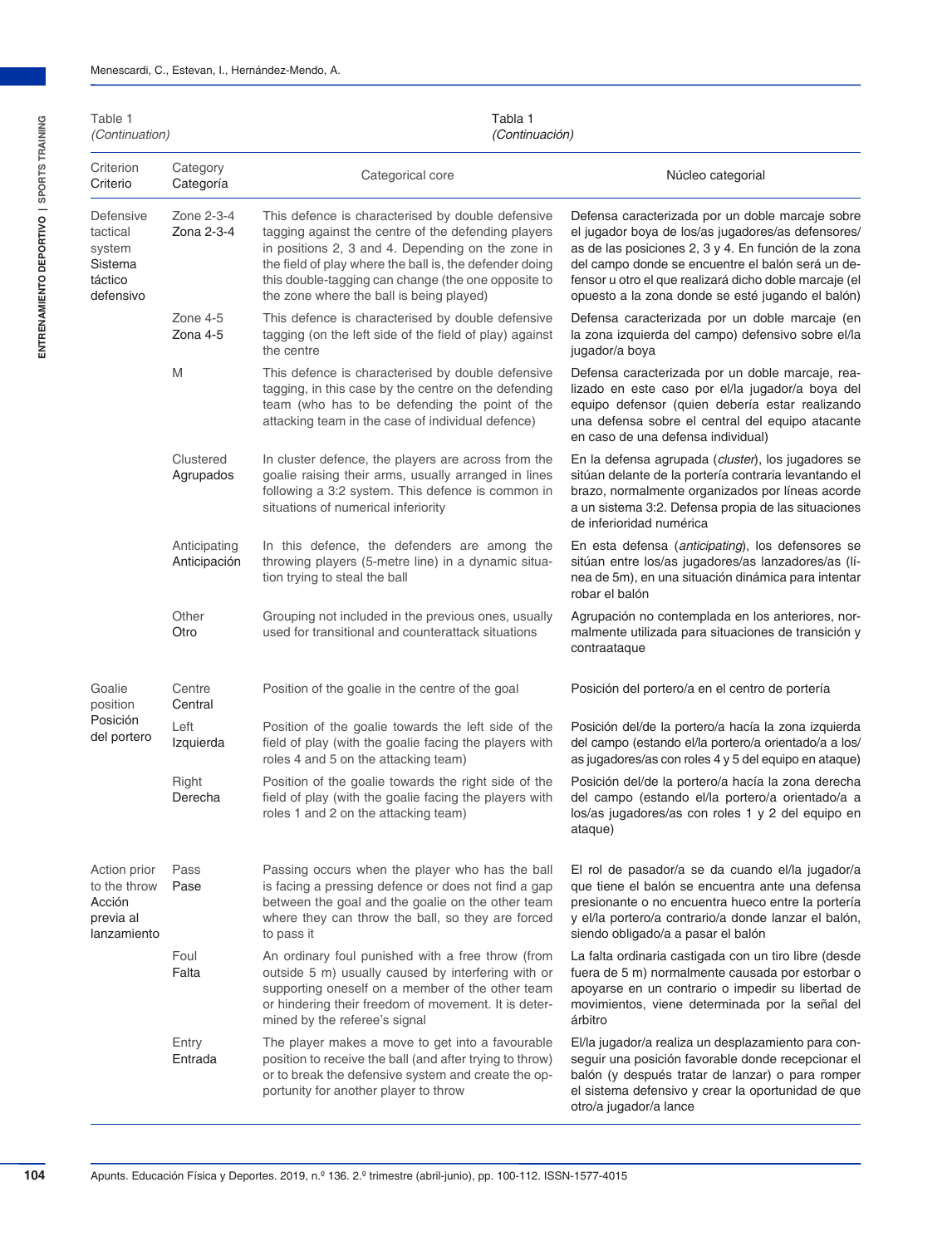Table 1
*(Continuation)*

Tabla 1
*(Continuación)*

| Criterion<br>Criterio | Category<br>Categoría | Categorical core | Núcleo categorial |
|---|---|---|---|
| Defensive tactical system<br>Sistema táctico defensivo | Zone 2-3-4<br>Zona 2-3-4 | This defence is characterised by double defensive tagging against the centre of the defending players in positions 2, 3 and 4. Depending on the zone in the field of play where the ball is, the defender doing this double-tagging can change (the one opposite to the zone where the ball is being played) | Defensa caracterizada por un doble marcaje sobre el jugador boya de los/as jugadores/as defensores/as de las posiciones 2, 3 y 4. En función de la zona del campo donde se encuentre el balón será un defensor u otro el que realizará dicho doble marcaje (el opuesto a la zona donde se esté jugando el balón) |
| | Zone 4-5<br>Zona 4-5 | This defence is characterised by double defensive tagging (on the left side of the field of play) against the centre | Defensa caracterizada por un doble marcaje (en la zona izquierda del campo) defensivo sobre el/la jugador/a boya |
| | M | This defence is characterised by double defensive tagging, in this case by the centre on the defending team (who has to be defending the point of the attacking team in the case of individual defence) | Defensa caracterizada por un doble marcaje, realizado en este caso por el/la jugador/a boya del equipo defensor (quien debería estar realizando una defensa sobre el central del equipo atacante en caso de una defensa individual) |
| | Clustered<br>Agrupados | In cluster defence, the players are across from the goalie raising their arms, usually arranged in lines following a 3:2 system. This defence is common in situations of numerical inferiority | En la defensa agrupada (*cluster*), los jugadores se sitúan delante de la portería contraria levantando el brazo, normalmente organizados por líneas acorde a un sistema 3:2. Defensa propia de las situaciones de inferioridad numérica |
| | Anticipating<br>Anticipación | In this defence, the defenders are among the throwing players (5-metre line) in a dynamic situation trying to steal the ball | En esta defensa (*anticipating*), los defensores se sitúan entre los/as jugadores/as lanzadores/as (línea de 5m), en una situación dinámica para intentar robar el balón |
| | Other<br>Otro | Grouping not included in the previous ones, usually used for transitional and counterattack situations | Agrupación no contemplada en los anteriores, normalmente utilizada para situaciones de transición y contraataque |
| Goalie position<br>Posición del portero | Centre<br>Central | Position of the goalie in the centre of the goal | Posición del portero/a en el centro de portería |
| | Left<br>Izquierda | Position of the goalie towards the left side of the field of play (with the goalie facing the players with roles 4 and 5 on the attacking team) | Posición del/de la portero/a hacía la zona izquierda del campo (estando el/la portero/a orientado/a a los/as jugadores/as con roles 4 y 5 del equipo en ataque) |
| | Right<br>Derecha | Position of the goalie towards the right side of the field of play (with the goalie facing the players with roles 1 and 2 on the attacking team) | Posición del/de la portero/a hacía la zona derecha del campo (estando el/la portero/a orientado/a a los/as jugadores/as con roles 1 y 2 del equipo en ataque) |
| Action prior to the throw<br>Acción previa al lanzamiento | Pass<br>Pase | Passing occurs when the player who has the ball is facing a pressing defence or does not find a gap between the goal and the goalie on the other team where they can throw the ball, so they are forced to pass it | El rol de pasador/a se da cuando el/la jugador/a que tiene el balón se encuentra ante una defensa presionante o no encuentra hueco entre la portería y el/la portero/a contrario/a donde lanzar el balón, siendo obligado/a a pasar el balón |
| | Foul<br>Falta | An ordinary foul punished with a free throw (from outside 5 m) usually caused by interfering with or supporting oneself on a member of the other team or hindering their freedom of movement. It is determined by the referee's signal | La falta ordinaria castigada con un tiro libre (desde fuera de 5 m) normalmente causada por estorbar o apoyarse en un contrario o impedir su libertad de movimientos, viene determinada por la señal del árbitro |
| | Entry<br>Entrada | The player makes a move to get into a favourable position to receive the ball (and after trying to throw) or to break the defensive system and create the opportunity for another player to throw | El/la jugador/a realiza un desplazamiento para conseguir una posición favorable donde recepcionar el balón (y después tratar de lanzar) o para romper el sistema defensivo y crear la oportunidad de que otro/a jugador/a lance |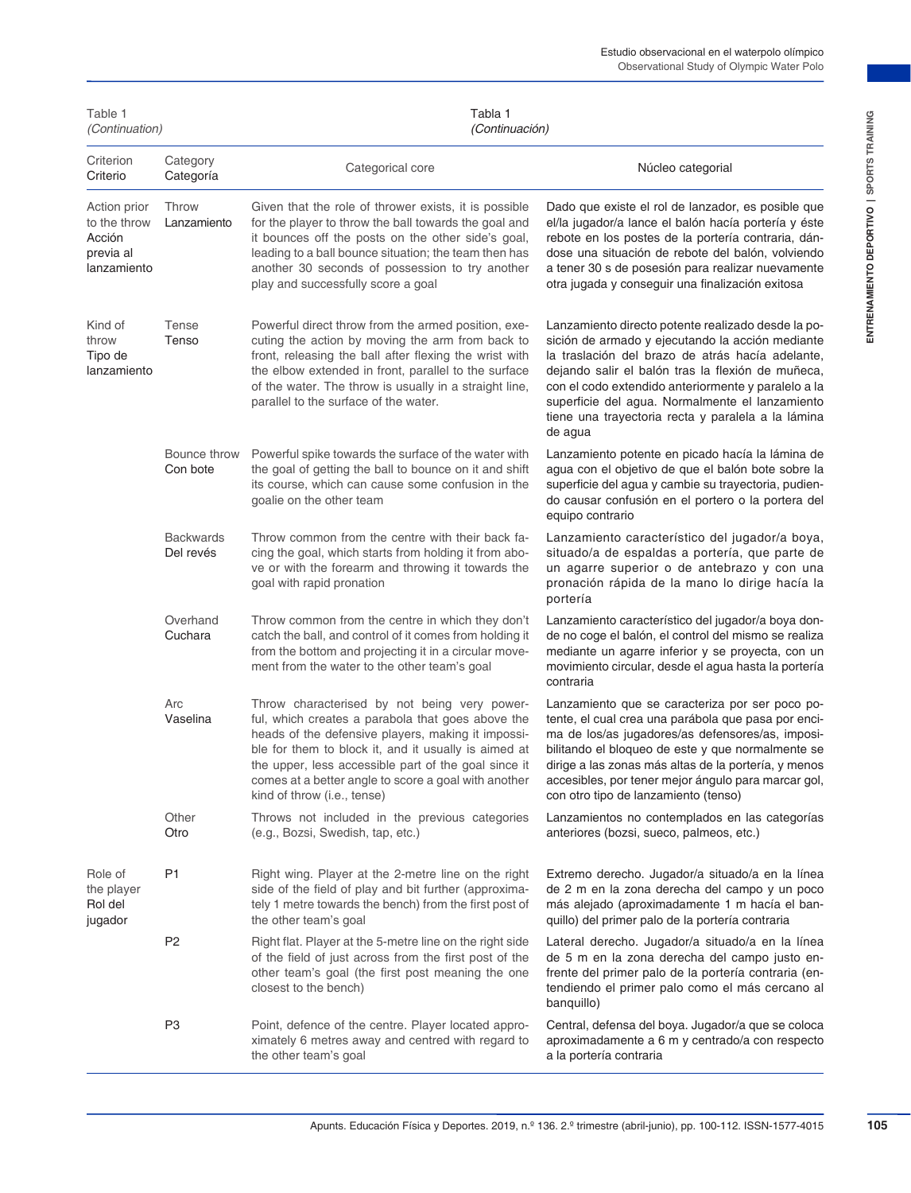| Table 1 *(Continuation)* | | | Tabla 1 *(Continuación)* |
|---|---|---|---|
| **Criterion** Criterio | **Category** Categoría | **Categorical core** | **Núcleo categorial** |
| Action prior to the throw Acción previa al lanzamiento | Throw Lanzamiento | Given that the role of thrower exists, it is possible for the player to throw the ball towards the goal and it bounces off the posts on the other side's goal, leading to a ball bounce situation; the team then has another 30 seconds of possession to try another play and successfully score a goal | Dado que existe el rol de lanzador, es posible que el/la jugador/a lance el balón hacía portería y éste rebote en los postes de la portería contraria, dándose una situación de rebote del balón, volviendo a tener 30 s de posesión para realizar nuevamente otra jugada y conseguir una finalización exitosa |
| Kind of throw Tipo de lanzamiento | Tense Tenso | Powerful direct throw from the armed position, executing the action by moving the arm from back to front, releasing the ball after flexing the wrist with the elbow extended in front, parallel to the surface of the water. The throw is usually in a straight line, parallel to the surface of the water. | Lanzamiento directo potente realizado desde la posición de armado y ejecutando la acción mediante la traslación del brazo de atrás hacía adelante, dejando salir el balón tras la flexión de muñeca, con el codo extendido anteriormente y paralelo a la superficie del agua. Normalmente el lanzamiento tiene una trayectoria recta y paralela a la lámina de agua |
| | Bounce throw Con bote | Powerful spike towards the surface of the water with the goal of getting the ball to bounce on it and shift its course, which can cause some confusion in the goalie on the other team | Lanzamiento potente en picado hacía la lámina de agua con el objetivo de que el balón bote sobre la superficie del agua y cambie su trayectoria, pudiendo causar confusión en el portero o la portera del equipo contrario |
| | Backwards Del revés | Throw common from the centre with their back facing the goal, which starts from holding it from above or with the forearm and throwing it towards the goal with rapid pronation | Lanzamiento característico del jugador/a boya, situado/a de espaldas a portería, que parte de un agarre superior o de antebrazo y con una pronación rápida de la mano lo dirige hacía la portería |
| | Overhand Cuchara | Throw common from the centre in which they don't catch the ball, and control of it comes from holding it from the bottom and projecting it in a circular movement from the water to the other team's goal | Lanzamiento característico del jugador/a boya donde no coge el balón, el control del mismo se realiza mediante un agarre inferior y se proyecta, con un movimiento circular, desde el agua hasta la portería contraria |
| | Arc Vaselina | Throw characterised by not being very powerful, which creates a parabola that goes above the heads of the defensive players, making it impossible for them to block it, and it usually is aimed at the upper, less accessible part of the goal since it comes at a better angle to score a goal with another kind of throw (i.e., tense) | Lanzamiento que se caracteriza por ser poco potente, el cual crea una parábola que pasa por encima de los/as jugadores/as defensores/as, imposibilitando el bloqueo de este y que normalmente se dirige a las zonas más altas de la portería, y menos accesibles, por tener mejor ángulo para marcar gol, con otro tipo de lanzamiento (tenso) |
| | Other Otro | Throws not included in the previous categories (e.g., Bozsi, Swedish, tap, etc.) | Lanzamientos no contemplados en las categorías anteriores (bozsi, sueco, palmeos, etc.) |
| Role of the player Rol del jugador | P1 | Right wing. Player at the 2-metre line on the right side of the field of play and bit further (approximately 1 metre towards the bench) from the first post of the other team's goal | Extremo derecho. Jugador/a situado/a en la línea de 2 m en la zona derecha del campo y un poco más alejado (aproximadamente 1 m hacía el banquillo) del primer palo de la portería contraria |
| | P2 | Right flat. Player at the 5-metre line on the right side of the field of play of just across from the first post of the other team's goal (the first post meaning the one closest to the bench) | Lateral derecho. Jugador/a situado/a en la línea de 5 m en la zona derecha del campo justo enfrente del primer palo de la portería contraria (entendiendo el primer palo como el más cercano al banquillo) |
| | P3 | Point, defence of the centre. Player located approximately 6 metres away and centred with regard to the other team's goal | Central, defensa del boya. Jugador/a que se coloca aproximadamente a 6 m y centrado/a con respecto a la portería contraria |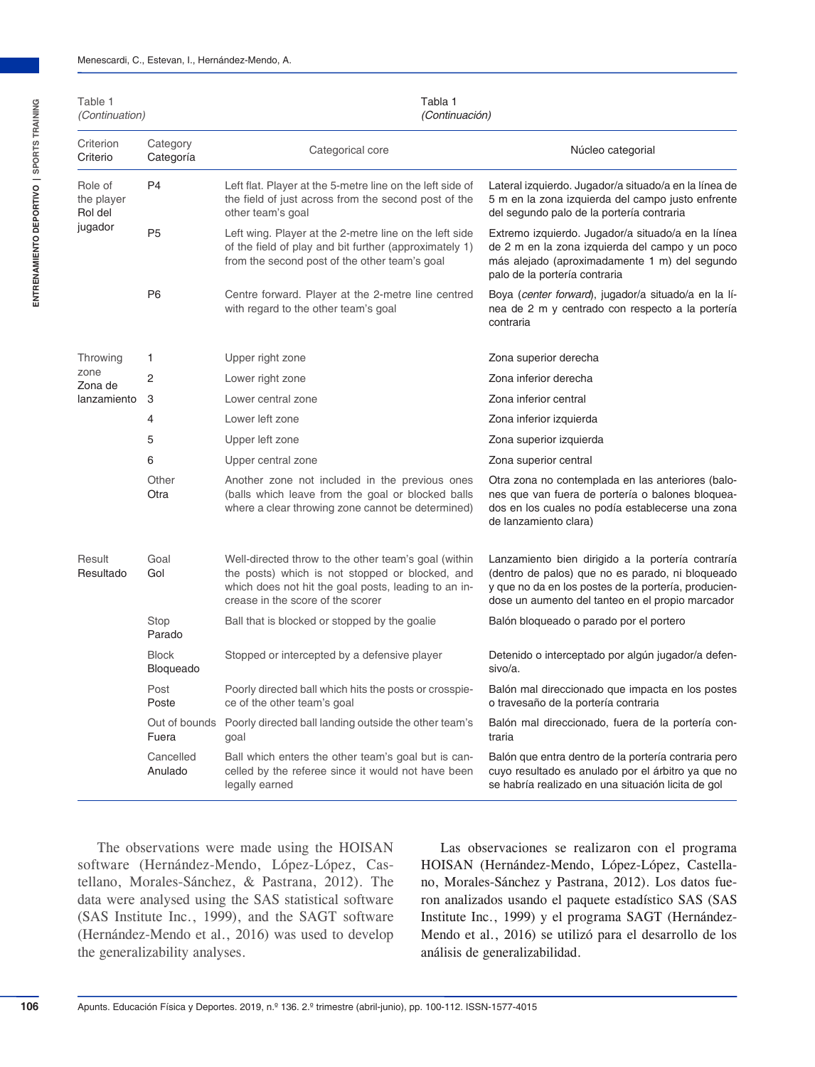Table 1
*(Continuation)*

Tabla 1
*(Continuación)*

| Criterion Criterio | Category Categoría | Categorical core | Núcleo categorial |
|---|---|---|---|
| Role of the player Rol del jugador | P4 | Left flat. Player at the 5-metre line on the left side of the field of just across from the second post of the other team's goal | Lateral izquierdo. Jugador/a situado/a en la línea de 5 m en la zona izquierda del campo justo enfrente del segundo palo de la portería contraria |
| | P5 | Left wing. Player at the 2-metre line on the left side of the field of play and bit further (approximately 1) from the second post of the other team's goal | Extremo izquierdo. Jugador/a situado/a en la línea de 2 m en la zona izquierda del campo y un poco más alejado (aproximadamente 1 m) del segundo palo de la portería contraria |
| | P6 | Centre forward. Player at the 2-metre line centred with regard to the other team's goal | Boya (*center forward*), jugador/a situado/a en la línea de 2 m y centrado con respecto a la portería contraria |
| Throwing zone Zona de lanzamiento | 1 | Upper right zone | Zona superior derecha |
| | 2 | Lower right zone | Zona inferior derecha |
| | 3 | Lower central zone | Zona inferior central |
| | 4 | Lower left zone | Zona inferior izquierda |
| | 5 | Upper left zone | Zona superior izquierda |
| | 6 | Upper central zone | Zona superior central |
| | Other Otra | Another zone not included in the previous ones (balls which leave from the goal or blocked balls where a clear throwing zone cannot be determined) | Otra zona no contemplada en las anteriores (balones que van fuera de portería o balones bloqueados en los cuales no podía establecerse una zona de lanzamiento clara) |
| Result Resultado | Goal Gol | Well-directed throw to the other team's goal (within the posts) which is not stopped or blocked, and which does not hit the goal posts, leading to an increase in the score of the scorer | Lanzamiento bien dirigido a la portería contraría (dentro de palos) que no es parado, ni bloqueado y que no da en los postes de la portería, produciendose un aumento del tanteo en el propio marcador |
| | Stop Parado | Ball that is blocked or stopped by the goalie | Balón bloqueado o parado por el portero |
| | Block Bloqueado | Stopped or intercepted by a defensive player | Detenido o interceptado por algún jugador/a defensivo/a. |
| | Post Poste | Poorly directed ball which hits the posts or crosspiece of the other team's goal | Balón mal direccionado que impacta en los postes o travesaño de la portería contraria |
| | Out of bounds Fuera | Poorly directed ball landing outside the other team's goal | Balón mal direccionado, fuera de la portería contraria |
| | Cancelled Anulado | Ball which enters the other team's goal but is cancelled by the referee since it would not have been legally earned | Balón que entra dentro de la portería contraria pero cuyo resultado es anulado por el árbitro ya que no se habría realizado en una situación licita de gol |

The observations were made using the HOISAN software (Hernández-Mendo, López-López, Castellano, Morales-Sánchez, & Pastrana, 2012). The data were analysed using the SAS statistical software (SAS Institute Inc., 1999), and the SAGT software (Hernández-Mendo et al., 2016) was used to develop the generalizability analyses.

Las observaciones se realizaron con el programa HOISAN (Hernández-Mendo, López-López, Castellano, Morales-Sánchez y Pastrana, 2012). Los datos fueron analizados usando el paquete estadístico SAS (SAS Institute Inc., 1999) y el programa SAGT (Hernández-Mendo et al., 2016) se utilizó para el desarrollo de los análisis de generalizabilidad.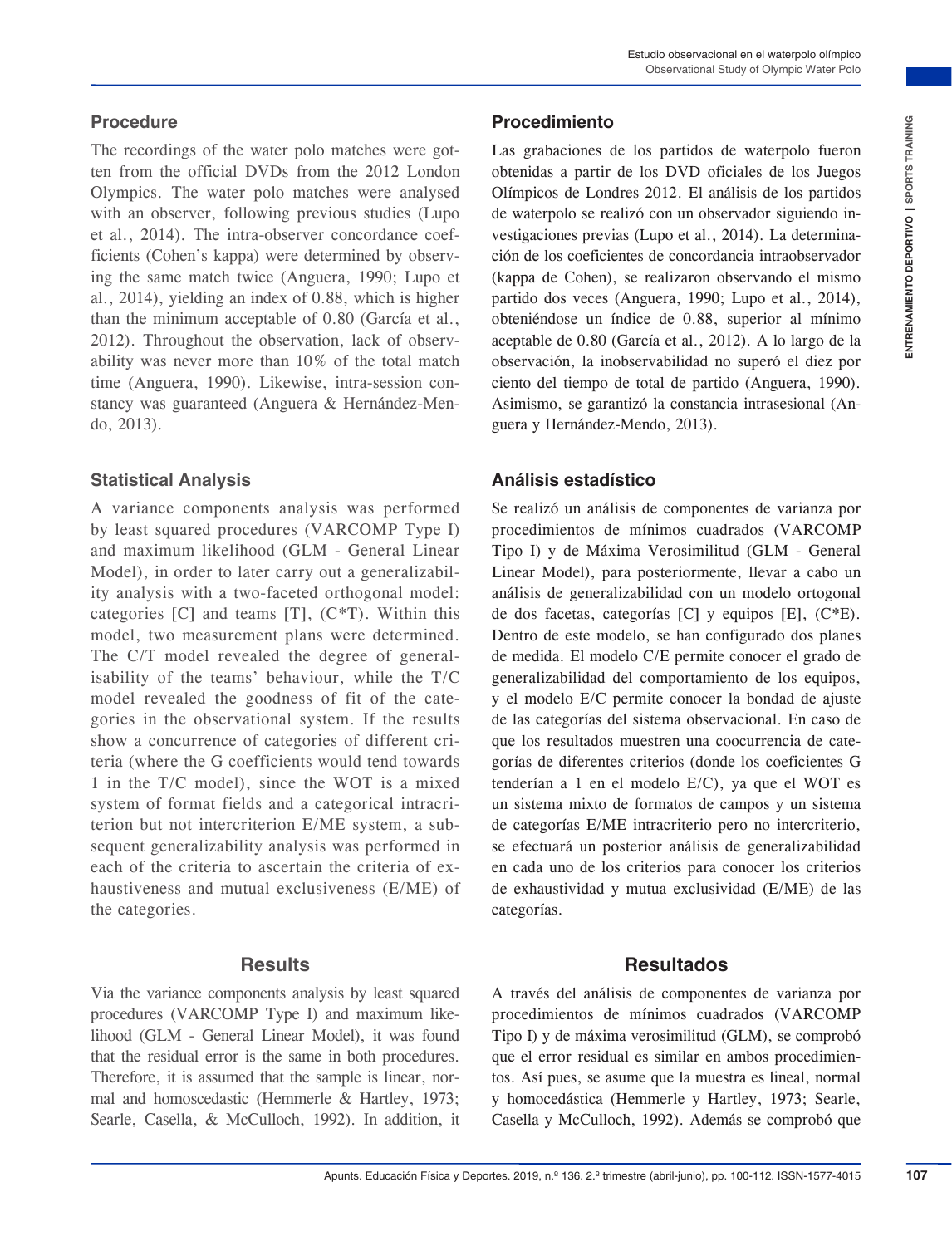## Procedure

The recordings of the water polo matches were gotten from the official DVDs from the 2012 London Olympics. The water polo matches were analysed with an observer, following previous studies (Lupo et al., 2014). The intra-observer concordance coefficients (Cohen's kappa) were determined by observing the same match twice (Anguera, 1990; Lupo et al., 2014), yielding an index of 0.88, which is higher than the minimum acceptable of 0.80 (García et al., 2012). Throughout the observation, lack of observability was never more than 10% of the total match time (Anguera, 1990). Likewise, intra-session constancy was guaranteed (Anguera & Hernández-Mendo, 2013).

## Statistical Analysis

A variance components analysis was performed by least squared procedures (VARCOMP Type I) and maximum likelihood (GLM - General Linear Model), in order to later carry out a generalizability analysis with a two-faceted orthogonal model: categories [C] and teams [T], (C*T). Within this model, two measurement plans were determined. The C/T model revealed the degree of generalisability of the teams' behaviour, while the T/C model revealed the goodness of fit of the categories in the observational system. If the results show a concurrence of categories of different criteria (where the G coefficients would tend towards 1 in the T/C model), since the WOT is a mixed system of format fields and a categorical intracriterion but not intercriterion E/ME system, a subsequent generalizability analysis was performed in each of the criteria to ascertain the criteria of exhaustiveness and mutual exclusiveness (E/ME) of the categories.

# Results

Via the variance components analysis by least squared procedures (VARCOMP Type I) and maximum likelihood (GLM - General Linear Model), it was found that the residual error is the same in both procedures. Therefore, it is assumed that the sample is linear, normal and homoscedastic (Hemmerle & Hartley, 1973; Searle, Casella, & McCulloch, 1992). In addition, it

## Procedimiento

Las grabaciones de los partidos de waterpolo fueron obtenidas a partir de los DVD oficiales de los Juegos Olímpicos de Londres 2012. El análisis de los partidos de waterpolo se realizó con un observador siguiendo investigaciones previas (Lupo et al., 2014). La determinación de los coeficientes de concordancia intraobservador (kappa de Cohen), se realizaron observando el mismo partido dos veces (Anguera, 1990; Lupo et al., 2014), obteniéndose un índice de 0.88, superior al mínimo aceptable de 0.80 (García et al., 2012). A lo largo de la observación, la inobservabilidad no superó el diez por ciento del tiempo de total de partido (Anguera, 1990). Asimismo, se garantizó la constancia intrasesional (Anguera y Hernández-Mendo, 2013).

## Análisis estadístico

Se realizó un análisis de componentes de varianza por procedimientos de mínimos cuadrados (VARCOMP Tipo I) y de Máxima Verosimilitud (GLM - General Linear Model), para posteriormente, llevar a cabo un análisis de generalizabilidad con un modelo ortogonal de dos facetas, categorías [C] y equipos [E], (C*E). Dentro de este modelo, se han configurado dos planes de medida. El modelo C/E permite conocer el grado de generalizabilidad del comportamiento de los equipos, y el modelo E/C permite conocer la bondad de ajuste de las categorías del sistema observacional. En caso de que los resultados muestren una coocurrencia de categorías de diferentes criterios (donde los coeficientes G tenderían a 1 en el modelo E/C), ya que el WOT es un sistema mixto de formatos de campos y un sistema de categorías E/ME intracriterio pero no intercriterio, se efectuará un posterior análisis de generalizabilidad en cada uno de los criterios para conocer los criterios de exhaustividad y mutua exclusividad (E/ME) de las categorías.

# Resultados

A través del análisis de componentes de varianza por procedimientos de mínimos cuadrados (VARCOMP Tipo I) y de máxima verosimilitud (GLM), se comprobó que el error residual es similar en ambos procedimientos. Así pues, se asume que la muestra es lineal, normal y homocedástica (Hemmerle y Hartley, 1973; Searle, Casella y McCulloch, 1992). Además se comprobó que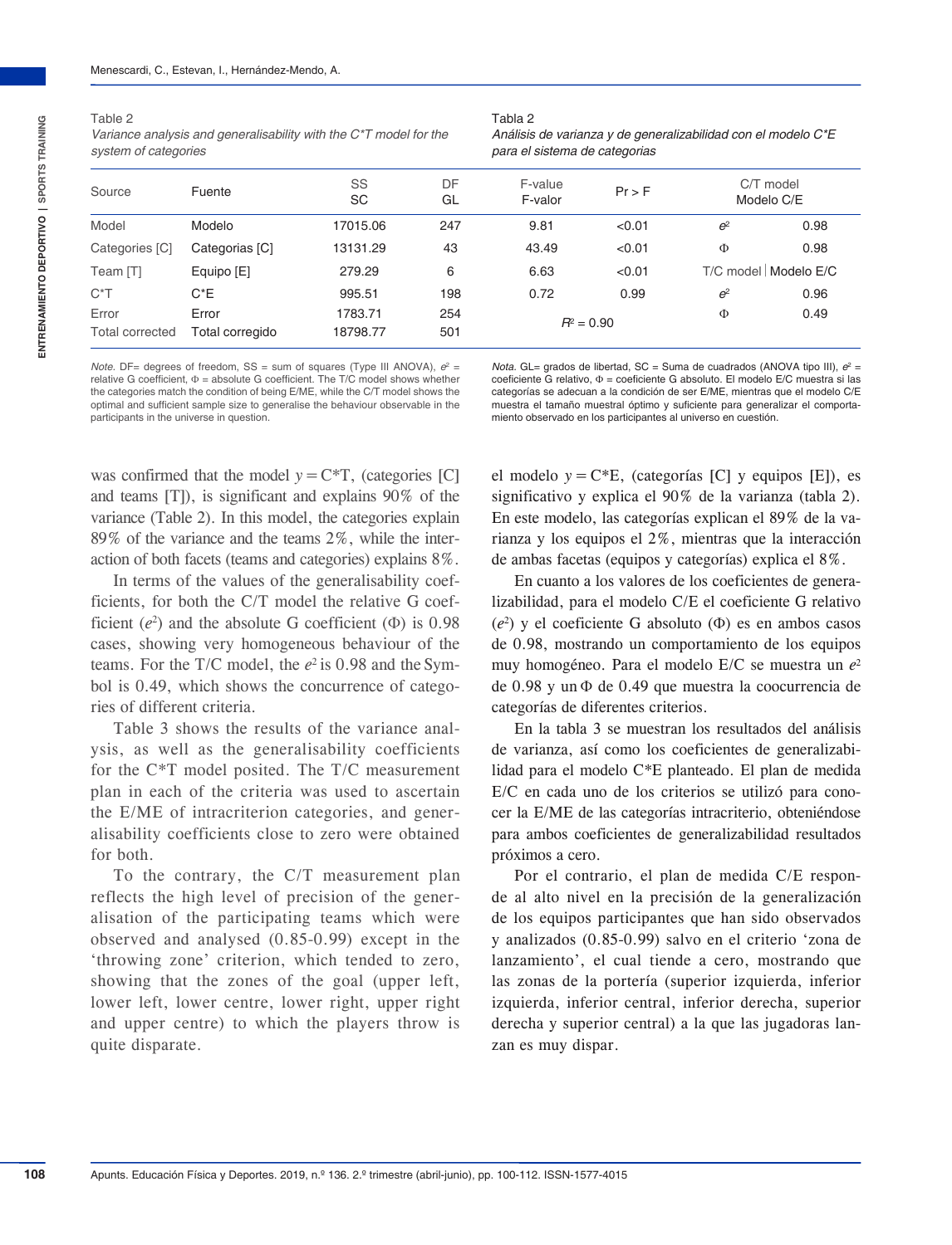Table 2
*Variance analysis and generalisability with the C*T model for the system of categories*

Tabla 2
*Análisis de varianza y de generalizabilidad con el modelo C*E para el sistema de categorías*

| Source | Fuente | SS SC | DF GL | F-value F-valor | Pr > F | C/T model Modelo C/E | |
|---|---|---|---|---|---|---|---|
| Model | Modelo | 17015.06 | 247 | 9.81 | <0.01 | $e^2$ | 0.98 |
| Categories [C] | Categorías [C] | 13131.29 | 43 | 43.49 | <0.01 | Φ | 0.98 |
| Team [T] | Equipo [E] | 279.29 | 6 | 6.63 | <0.01 | T/C model \| Modelo E/C | |
| C*T | C*E | 995.51 | 198 | 0.72 | 0.99 | $e^2$ | 0.96 |
| Error | Error | 1783.71 | 254 | $R^2$ = 0.90 | | Φ | 0.49 |
| Total corrected | Total corregido | 18798.77 | 501 | | | | |

*Note.* DF= degrees of freedom, SS = sum of squares (Type III ANOVA), $e^2$ = relative G coefficient, Φ = absolute G coefficient. The T/C model shows whether the categories match the condition of being E/ME, while the C/T model shows the optimal and sufficient sample size to generalise the behaviour observable in the participants in the universe in question.

*Nota.* GL= grados de libertad, SC = Suma de cuadrados (ANOVA tipo III), $e^2$ = coeficiente G relativo, Φ = coeficiente G absoluto. El modelo E/C muestra si las categorías se adecuan a la condición de ser E/ME, mientras que el modelo C/E muestra el tamaño muestral óptimo y suficiente para generalizar el comportamiento observado en los participantes al universo en cuestión.

was confirmed that the model $y = C*T$, (categories [C] and teams [T]), is significant and explains 90% of the variance (Table 2). In this model, the categories explain 89% of the variance and the teams 2%, while the interaction of both facets (teams and categories) explains 8%.

In terms of the values of the generalisability coefficients, for both the C/T model the relative G coefficient ($e^2$) and the absolute G coefficient (Φ) is 0.98 cases, showing very homogeneous behaviour of the teams. For the T/C model, the $e^2$ is 0.98 and the Symbol is 0.49, which shows the concurrence of categories of different criteria.

Table 3 shows the results of the variance analysis, as well as the generalisability coefficients for the C*T model posited. The T/C measurement plan in each of the criteria was used to ascertain the E/ME of intracriterion categories, and generalisability coefficients close to zero were obtained for both.

To the contrary, the C/T measurement plan reflects the high level of precision of the generalisation of the participating teams which were observed and analysed (0.85-0.99) except in the 'throwing zone' criterion, which tended to zero, showing that the zones of the goal (upper left, lower left, lower centre, lower right, upper right and upper centre) to which the players throw is quite disparate.

el modelo $y = C*E$, (categorías [C] y equipos [E]), es significativo y explica el 90% de la varianza (tabla 2). En este modelo, las categorías explican el 89% de la varianza y los equipos el 2%, mientras que la interacción de ambas facetas (equipos y categorías) explica el 8%.

En cuanto a los valores de los coeficientes de generalizabilidad, para el modelo C/E el coeficiente G relativo ($e^2$) y el coeficiente G absoluto (Φ) es en ambos casos de 0.98, mostrando un comportamiento de los equipos muy homogéneo. Para el modelo E/C se muestra un $e^2$ de 0.98 y un Φ de 0.49 que muestra la coocurrencia de categorías de diferentes criterios.

En la tabla 3 se muestran los resultados del análisis de varianza, así como los coeficientes de generalizabilidad para el modelo C*E planteado. El plan de medida E/C en cada uno de los criterios se utilizó para conocer la E/ME de las categorías intracriterio, obteniéndose para ambos coeficientes de generalizabilidad resultados próximos a cero.

Por el contrario, el plan de medida C/E responde al alto nivel en la precisión de la generalización de los equipos participantes que han sido observados y analizados (0.85-0.99) salvo en el criterio 'zona de lanzamiento', el cual tiende a cero, mostrando que las zonas de la portería (superior izquierda, inferior izquierda, inferior central, inferior derecha, superior derecha y superior central) a la que las jugadoras lanzan es muy dispar.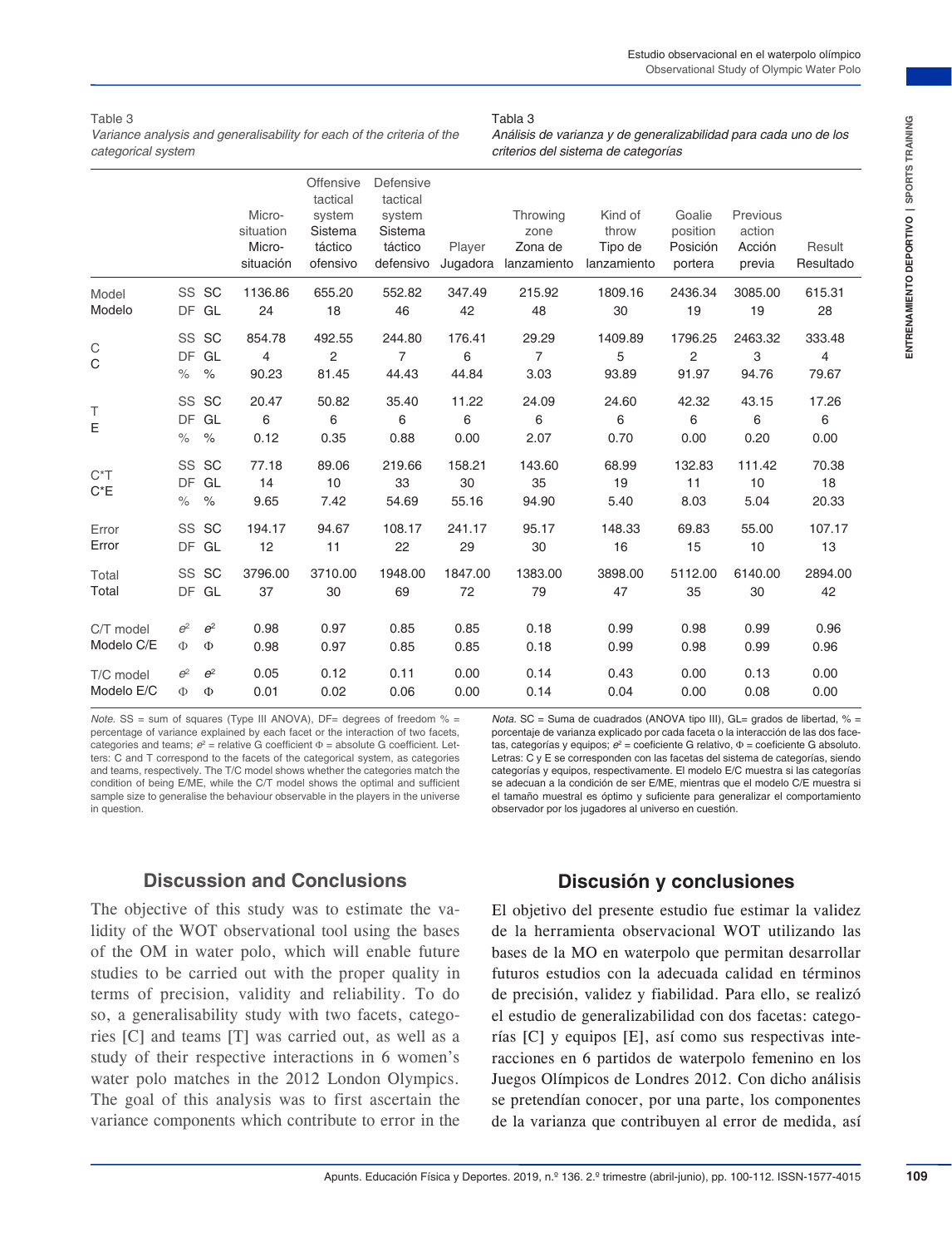Table 3
*Variance analysis and generalisability for each of the criteria of the categorical system*

Tabla 3
*Análisis de varianza y de generalizabilidad para cada uno de los criterios del sistema de categorías*

| | | | Micro-situation Micro-situación | Offensive tactical system Sistema táctico ofensivo | Defensive tactical system Sistema táctico defensivo | Player Jugadora | Throwing zone Zona de lanzamiento | Kind of throw Tipo de lanzamiento | Goalie position Posición portera | Previous action Acción previa | Result Resultado |
|---|---|---|---|---|---|---|---|---|---|---|---|
| Model Modelo | SS | SC | 1136.86 | 655.20 | 552.82 | 347.49 | 215.92 | 1809.16 | 2436.34 | 3085.00 | 615.31 |
| | DF | GL | 24 | 18 | 46 | 42 | 48 | 30 | 19 | 19 | 28 |
| C C | SS | SC | 854.78 | 492.55 | 244.80 | 176.41 | 29.29 | 1409.89 | 1796.25 | 2463.32 | 333.48 |
| | DF | GL | 4 | 2 | 7 | 6 | 7 | 5 | 2 | 3 | 4 |
| | % | % | 90.23 | 81.45 | 44.43 | 44.84 | 3.03 | 93.89 | 91.97 | 94.76 | 79.67 |
| T E | SS | SC | 20.47 | 50.82 | 35.40 | 11.22 | 24.09 | 24.60 | 42.32 | 43.15 | 17.26 |
| | DF | GL | 6 | 6 | 6 | 6 | 6 | 6 | 6 | 6 | 6 |
| | % | % | 0.12 | 0.35 | 0.88 | 0.00 | 2.07 | 0.70 | 0.00 | 0.20 | 0.00 |
| C*T C*E | SS | SC | 77.18 | 89.06 | 219.66 | 158.21 | 143.60 | 68.99 | 132.83 | 111.42 | 70.38 |
| | DF | GL | 14 | 10 | 33 | 30 | 35 | 19 | 11 | 10 | 18 |
| | % | % | 9.65 | 7.42 | 54.69 | 55.16 | 94.90 | 5.40 | 8.03 | 5.04 | 20.33 |
| Error Error | SS | SC | 194.17 | 94.67 | 108.17 | 241.17 | 95.17 | 148.33 | 69.83 | 55.00 | 107.17 |
| | DF | GL | 12 | 11 | 22 | 29 | 30 | 16 | 15 | 10 | 13 |
| Total Total | SS | SC | 3796.00 | 3710.00 | 1948.00 | 1847.00 | 1383.00 | 3898.00 | 5112.00 | 6140.00 | 2894.00 |
| | DF | GL | 37 | 30 | 69 | 72 | 79 | 47 | 35 | 30 | 42 |
| C/T model Modelo C/E | $e^2$ | $e^2$ | 0.98 | 0.97 | 0.85 | 0.85 | 0.18 | 0.99 | 0.98 | 0.99 | 0.96 |
| | Φ | Φ | 0.98 | 0.97 | 0.85 | 0.85 | 0.18 | 0.99 | 0.98 | 0.99 | 0.96 |
| T/C model Modelo E/C | $e^2$ | $e^2$ | 0.05 | 0.12 | 0.11 | 0.00 | 0.14 | 0.43 | 0.00 | 0.13 | 0.00 |
| | Φ | Φ | 0.01 | 0.02 | 0.06 | 0.00 | 0.14 | 0.04 | 0.00 | 0.08 | 0.00 |

*Note.* SS = sum of squares (Type III ANOVA), DF= degrees of freedom % = percentage of variance explained by each facet or the interaction of two facets, categories and teams; $e^2$ = relative G coefficient Φ = absolute G coefficient. Letters: C and T correspond to the facets of the categorical system, as categories and teams, respectively. The T/C model shows whether the categories match the condition of being E/ME, while the C/T model shows the optimal and sufficient sample size to generalise the behaviour observable in the players in the universe in question.

*Nota.* SC = Suma de cuadrados (ANOVA tipo III), GL= grados de libertad, % = porcentaje de varianza explicado por cada faceta o la interacción de las dos facetas, categorías y equipos; $e^2$ = coeficiente G relativo, Φ = coeficiente G absoluto. Letras: C y E se corresponden con las facetas del sistema de categorías, siendo categorías y equipos, respectivamente. El modelo E/C muestra si las categorías se adecuan a la condición de ser E/ME, mientras que el modelo C/E muestra si el tamaño muestral es óptimo y suficiente para generalizar el comportamiento observador por los jugadores al universo en cuestión.

## Discussion and Conclusions

The objective of this study was to estimate the validity of the WOT observational tool using the bases of the OM in water polo, which will enable future studies to be carried out with the proper quality in terms of precision, validity and reliability. To do so, a generalisability study with two facets, categories [C] and teams [T] was carried out, as well as a study of their respective interactions in 6 women's water polo matches in the 2012 London Olympics. The goal of this analysis was to first ascertain the variance components which contribute to error in the

## Discusión y conclusiones

El objetivo del presente estudio fue estimar la validez de la herramienta observacional WOT utilizando las bases de la MO en waterpolo que permitan desarrollar futuros estudios con la adecuada calidad en términos de precisión, validez y fiabilidad. Para ello, se realizó el estudio de generalizabilidad con dos facetas: categorías [C] y equipos [E], así como sus respectivas interacciones en 6 partidos de waterpolo femenino en los Juegos Olímpicos de Londres 2012. Con dicho análisis se pretendían conocer, por una parte, los componentes de la varianza que contribuyen al error de medida, así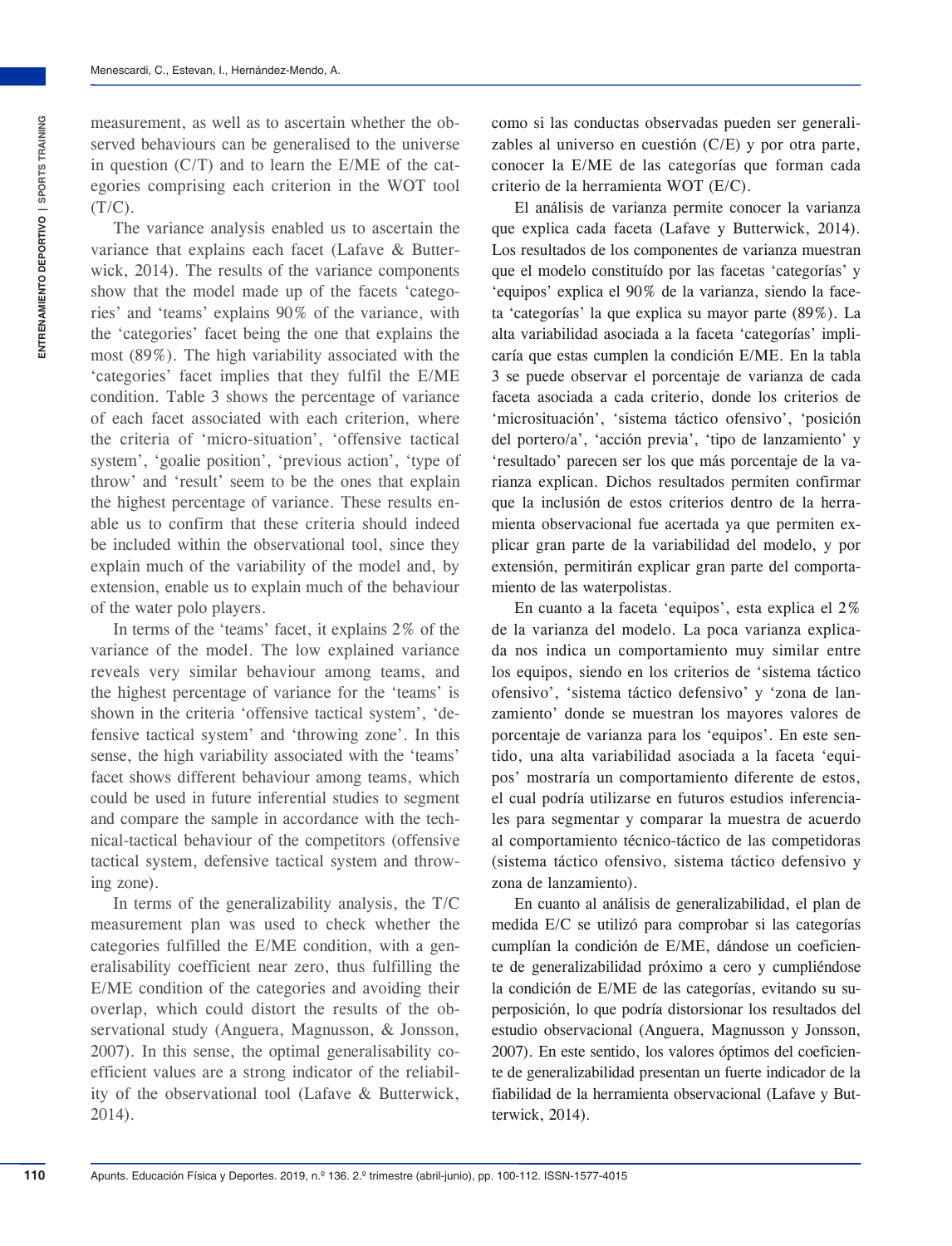measurement, as well as to ascertain whether the observed behaviours can be generalised to the universe in question (C/T) and to learn the E/ME of the categories comprising each criterion in the WOT tool (T/C).

The variance analysis enabled us to ascertain the variance that explains each facet (Lafave & Butterwick, 2014). The results of the variance components show that the model made up of the facets 'categories' and 'teams' explains 90% of the variance, with the 'categories' facet being the one that explains the most (89%). The high variability associated with the 'categories' facet implies that they fulfil the E/ME condition. Table 3 shows the percentage of variance of each facet associated with each criterion, where the criteria of 'micro-situation', 'offensive tactical system', 'goalie position', 'previous action', 'type of throw' and 'result' seem to be the ones that explain the highest percentage of variance. These results enable us to confirm that these criteria should indeed be included within the observational tool, since they explain much of the variability of the model and, by extension, enable us to explain much of the behaviour of the water polo players.

In terms of the 'teams' facet, it explains 2% of the variance of the model. The low explained variance reveals very similar behaviour among teams, and the highest percentage of variance for the 'teams' is shown in the criteria 'offensive tactical system', 'defensive tactical system' and 'throwing zone'. In this sense, the high variability associated with the 'teams' facet shows different behaviour among teams, which could be used in future inferential studies to segment and compare the sample in accordance with the technical-tactical behaviour of the competitors (offensive tactical system, defensive tactical system and throwing zone).

In terms of the generalizability analysis, the T/C measurement plan was used to check whether the categories fulfilled the E/ME condition, with a generalisability coefficient near zero, thus fulfilling the E/ME condition of the categories and avoiding their overlap, which could distort the results of the observational study (Anguera, Magnusson, & Jonsson, 2007). In this sense, the optimal generalisability coefficient values are a strong indicator of the reliability of the observational tool (Lafave & Butterwick, 2014).

como si las conductas observadas pueden ser generalizables al universo en cuestión (C/E) y por otra parte, conocer la E/ME de las categorías que forman cada criterio de la herramienta WOT (E/C).

El análisis de varianza permite conocer la varianza que explica cada faceta (Lafave y Butterwick, 2014). Los resultados de los componentes de varianza muestran que el modelo constituído por las facetas 'categorías' y 'equipos' explica el 90% de la varianza, siendo la faceta 'categorías' la que explica su mayor parte (89%). La alta variabilidad asociada a la faceta 'categorías' implicaría que estas cumplen la condición E/ME. En la tabla 3 se puede observar el porcentaje de varianza de cada faceta asociada a cada criterio, donde los criterios de 'microsituación', 'sistema táctico ofensivo', 'posición del portero/a', 'acción previa', 'tipo de lanzamiento' y 'resultado' parecen ser los que más porcentaje de la varianza explican. Dichos resultados permiten confirmar que la inclusión de estos criterios dentro de la herramienta observacional fue acertada ya que permiten explicar gran parte de la variabilidad del modelo, y por extensión, permitirán explicar gran parte del comportamiento de las waterpolistas.

En cuanto a la faceta 'equipos', esta explica el 2% de la varianza del modelo. La poca varianza explicada nos indica un comportamiento muy similar entre los equipos, siendo en los criterios de 'sistema táctico ofensivo', 'sistema táctico defensivo' y 'zona de lanzamiento' donde se muestran los mayores valores de porcentaje de varianza para los 'equipos'. En este sentido, una alta variabilidad asociada a la faceta 'equipos' mostraría un comportamiento diferente de estos, el cual podría utilizarse en futuros estudios inferenciales para segmentar y comparar la muestra de acuerdo al comportamiento técnico-táctico de las competidoras (sistema táctico ofensivo, sistema táctico defensivo y zona de lanzamiento).

En cuanto al análisis de generalizabilidad, el plan de medida E/C se utilizó para comprobar si las categorías cumplían la condición de E/ME, dándose un coeficiente de generalizabilidad próximo a cero y cumpliéndose la condición de E/ME de las categorías, evitando su superposición, lo que podría distorsionar los resultados del estudio observacional (Anguera, Magnusson y Jonsson, 2007). En este sentido, los valores óptimos del coeficiente de generalizabilidad presentan un fuerte indicador de la fiabilidad de la herramienta observacional (Lafave y Butterwick, 2014).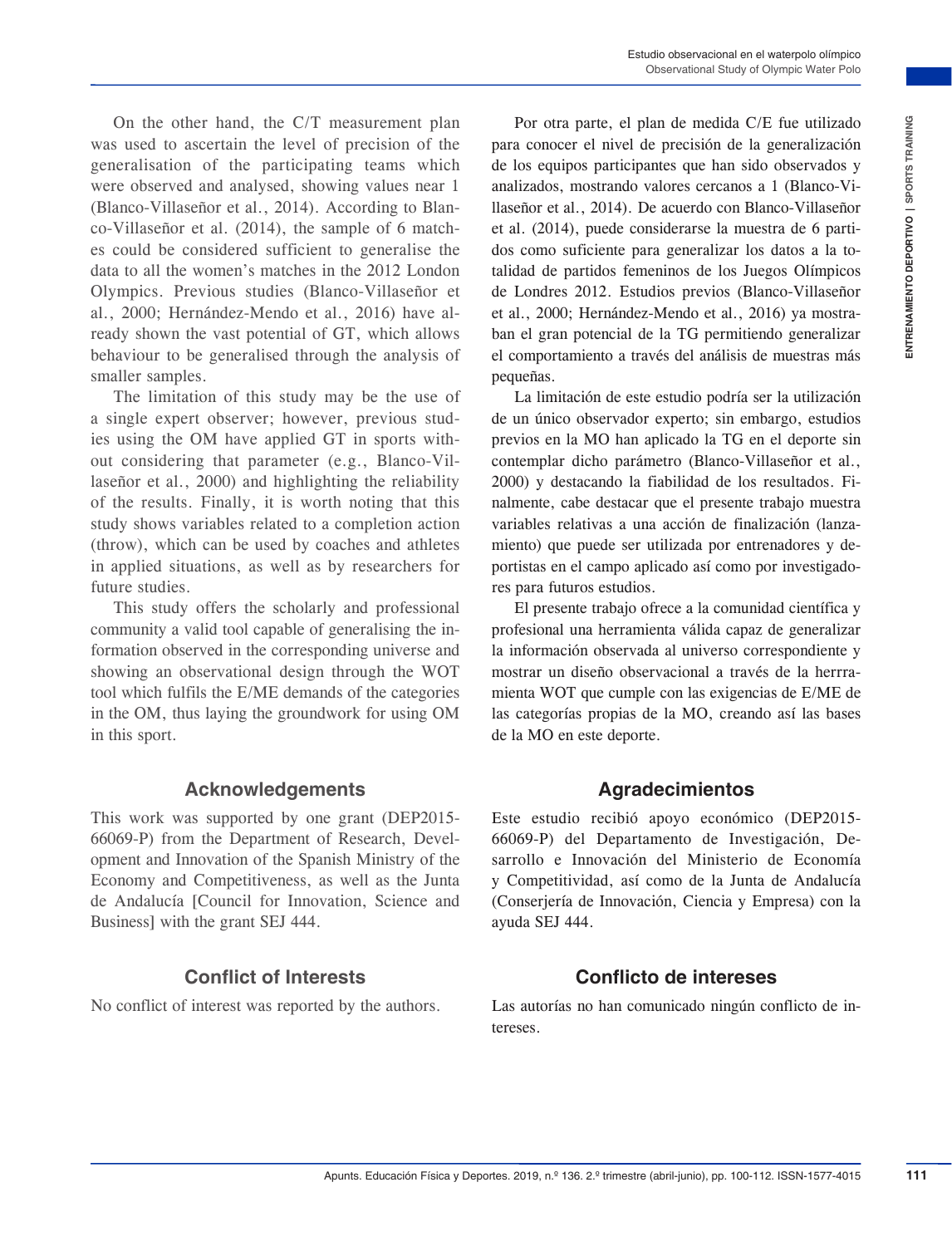On the other hand, the C/T measurement plan was used to ascertain the level of precision of the generalisation of the participating teams which were observed and analysed, showing values near 1 (Blanco-Villaseñor et al., 2014). According to Blanco-Villaseñor et al. (2014), the sample of 6 matches could be considered sufficient to generalise the data to all the women's matches in the 2012 London Olympics. Previous studies (Blanco-Villaseñor et al., 2000; Hernández-Mendo et al., 2016) have already shown the vast potential of GT, which allows behaviour to be generalised through the analysis of smaller samples.

The limitation of this study may be the use of a single expert observer; however, previous studies using the OM have applied GT in sports without considering that parameter (e.g., Blanco-Villaseñor et al., 2000) and highlighting the reliability of the results. Finally, it is worth noting that this study shows variables related to a completion action (throw), which can be used by coaches and athletes in applied situations, as well as by researchers for future studies.

This study offers the scholarly and professional community a valid tool capable of generalising the information observed in the corresponding universe and showing an observational design through the WOT tool which fulfils the E/ME demands of the categories in the OM, thus laying the groundwork for using OM in this sport.

## Acknowledgements

This work was supported by one grant (DEP2015-66069-P) from the Department of Research, Development and Innovation of the Spanish Ministry of the Economy and Competitiveness, as well as the Junta de Andalucía [Council for Innovation, Science and Business] with the grant SEJ 444.

## Conflict of Interests

No conflict of interest was reported by the authors.

Por otra parte, el plan de medida C/E fue utilizado para conocer el nivel de precisión de la generalización de los equipos participantes que han sido observados y analizados, mostrando valores cercanos a 1 (Blanco-Villaseñor et al., 2014). De acuerdo con Blanco-Villaseñor et al. (2014), puede considerarse la muestra de 6 partidos como suficiente para generalizar los datos a la totalidad de partidos femeninos de los Juegos Olímpicos de Londres 2012. Estudios previos (Blanco-Villaseñor et al., 2000; Hernández-Mendo et al., 2016) ya mostraban el gran potencial de la TG permitiendo generalizar el comportamiento a través del análisis de muestras más pequeñas.

La limitación de este estudio podría ser la utilización de un único observador experto; sin embargo, estudios previos en la MO han aplicado la TG en el deporte sin contemplar dicho parámetro (Blanco-Villaseñor et al., 2000) y destacando la fiabilidad de los resultados. Finalmente, cabe destacar que el presente trabajo muestra variables relativas a una acción de finalización (lanzamiento) que puede ser utilizada por entrenadores y deportistas en el campo aplicado así como por investigadores para futuros estudios.

El presente trabajo ofrece a la comunidad científica y profesional una herramienta válida capaz de generalizar la información observada al universo correspondiente y mostrar un diseño observacional a través de la herramienta WOT que cumple con las exigencias de E/ME de las categorías propias de la MO, creando así las bases de la MO en este deporte.

## Agradecimientos

Este estudio recibió apoyo económico (DEP2015-66069-P) del Departamento de Investigación, Desarrollo e Innovación del Ministerio de Economía y Competitividad, así como de la Junta de Andalucía (Conserjería de Innovación, Ciencia y Empresa) con la ayuda SEJ 444.

## Conflicto de intereses

Las autorías no han comunicado ningún conflicto de intereses.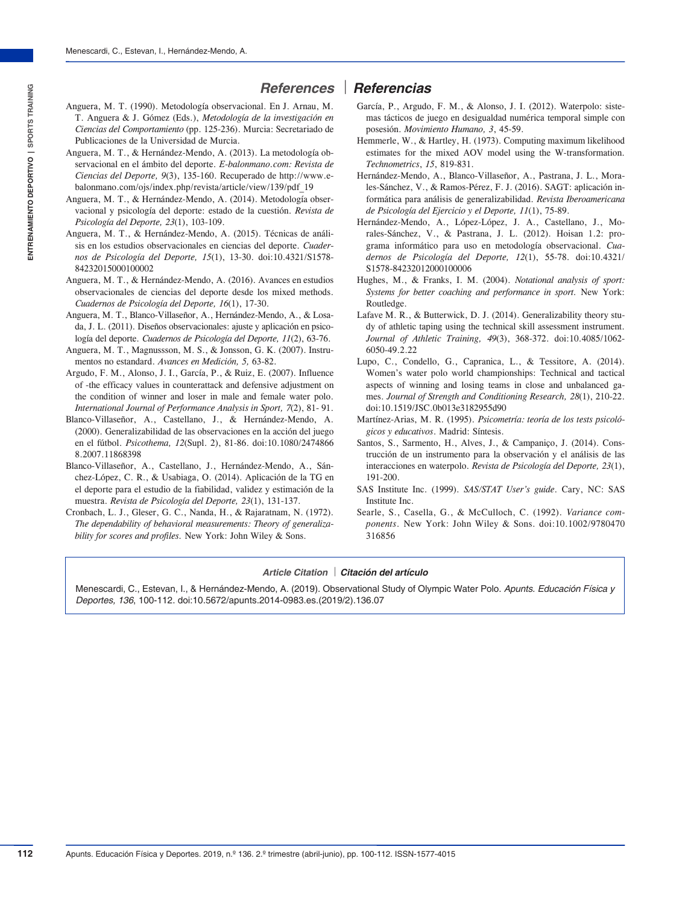## References | Referencias

Anguera, M. T. (1990). Metodología observacional. En J. Arnau, M. T. Anguera & J. Gómez (Eds.), *Metodología de la investigación en Ciencias del Comportamiento* (pp. 125-236). Murcia: Secretariado de Publicaciones de la Universidad de Murcia.

Anguera, M. T., & Hernández-Mendo, A. (2013). La metodología observacional en el ámbito del deporte. *E-balonmano.com: Revista de Ciencias del Deporte, 9*(3), 135-160. Recuperado de http://www.e-balonmano.com/ojs/index.php/revista/article/view/139/pdf_19

Anguera, M. T., & Hernández-Mendo, A. (2014). Metodología observacional y psicología del deporte: estado de la cuestión. *Revista de Psicología del Deporte, 23*(1), 103-109.

Anguera, M. T., & Hernández-Mendo, A. (2015). Técnicas de análisis en los estudios observacionales en ciencias del deporte. *Cuadernos de Psicología del Deporte, 15*(1), 13-30. doi:10.4321/S1578-84232015000100002

Anguera, M. T., & Hernández-Mendo, A. (2016). Avances en estudios observacionales de ciencias del deporte desde los mixed methods. *Cuadernos de Psicología del Deporte, 16*(1), 17-30.

Anguera, M. T., Blanco-Villaseñor, A., Hernández-Mendo, A., & Losada, J. L. (2011). Diseños observacionales: ajuste y aplicación en psicología del deporte. *Cuadernos de Psicología del Deporte, 11*(2), 63-76.

Anguera, M. T., Magnussson, M. S., & Jonsson, G. K. (2007). Instrumentos no estandard. *Avances en Medición, 5,* 63-82.

Argudo, F. M., Alonso, J. I., García, P., & Ruiz, E. (2007). Influence of -the efficacy values in counterattack and defensive adjustment on the condition of winner and loser in male and female water polo. *International Journal of Performance Analysis in Sport, 7*(2), 81- 91.

Blanco-Villaseñor, A., Castellano, J., & Hernández-Mendo, A. (2000). Generalizabilidad de las observaciones en la acción del juego en el fútbol. *Psicothema, 12*(Supl. 2), 81-86. doi:10.1080/24748668.2007.11868398

Blanco-Villaseñor, A., Castellano, J., Hernández-Mendo, A., Sánchez-López, C. R., & Usabiaga, O. (2014). Aplicación de la TG en el deporte para el estudio de la fiabilidad, validez y estimación de la muestra. *Revista de Psicología del Deporte, 23*(1), 131-137.

Cronbach, L. J., Gleser, G. C., Nanda, H., & Rajaratnam, N. (1972). *The dependability of behavioral measurements: Theory of generalizability for scores and profiles.* New York: John Wiley & Sons.

García, P., Argudo, F. M., & Alonso, J. I. (2012). Waterpolo: sistemas tácticos de juego en desigualdad numérica temporal simple con posesión. *Movimiento Humano, 3*, 45-59.

Hemmerle, W., & Hartley, H. (1973). Computing maximum likelihood estimates for the mixed AOV model using the W-transformation. *Technometrics*, *15*, 819-831.

Hernández-Mendo, A., Blanco-Villaseñor, A., Pastrana, J. L., Morales-Sánchez, V., & Ramos-Pérez, F. J. (2016). SAGT: aplicación informática para análisis de generalizabilidad. *Revista Iberoamericana de Psicología del Ejercicio y el Deporte, 11*(1), 75-89.

Hernández-Mendo, A., López-López, J. A., Castellano, J., Morales-Sánchez, V., & Pastrana, J. L. (2012). Hoisan 1.2: programa informático para uso en metodología observacional. *Cuadernos de Psicología del Deporte, 12*(1), 55-78. doi:10.4321/S1578-84232012000100006

Hughes, M., & Franks, I. M. (2004). *Notational analysis of sport: Systems for better coaching and performance in sport.* New York: Routledge.

Lafave M. R., & Butterwick, D. J. (2014). Generalizability theory study of athletic taping using the technical skill assessment instrument. *Journal of Athletic Training, 49*(3), 368-372. doi:10.4085/1062-6050-49.2.22

Lupo, C., Condello, G., Capranica, L., & Tessitore, A. (2014). Women's water polo world championships: Technical and tactical aspects of winning and losing teams in close and unbalanced games. *Journal of Strength and Conditioning Research, 28*(1), 210-22. doi:10.1519/JSC.0b013e3182955d90

Martínez-Arias, M. R. (1995). *Psicometría: teoría de los tests psicológicos y educativos*. Madrid: Síntesis.

Santos, S., Sarmento, H., Alves, J., & Campaniço, J. (2014). Construcción de un instrumento para la observación y el análisis de las interacciones en waterpolo. *Revista de Psicología del Deporte, 23*(1), 191-200.

SAS Institute Inc. (1999). *SAS/STAT User's guide*. Cary, NC: SAS Institute Inc.

Searle, S., Casella, G., & McCulloch, C. (1992). *Variance components*. New York: John Wiley & Sons. doi:10.1002/9780470316856

### Article Citation | Citación del artículo

Menescardi, C., Estevan, I., & Hernández-Mendo, A. (2019). Observational Study of Olympic Water Polo. *Apunts. Educación Física y Deportes, 136*, 100-112. doi:10.5672/apunts.2014-0983.es.(2019/2).136.07